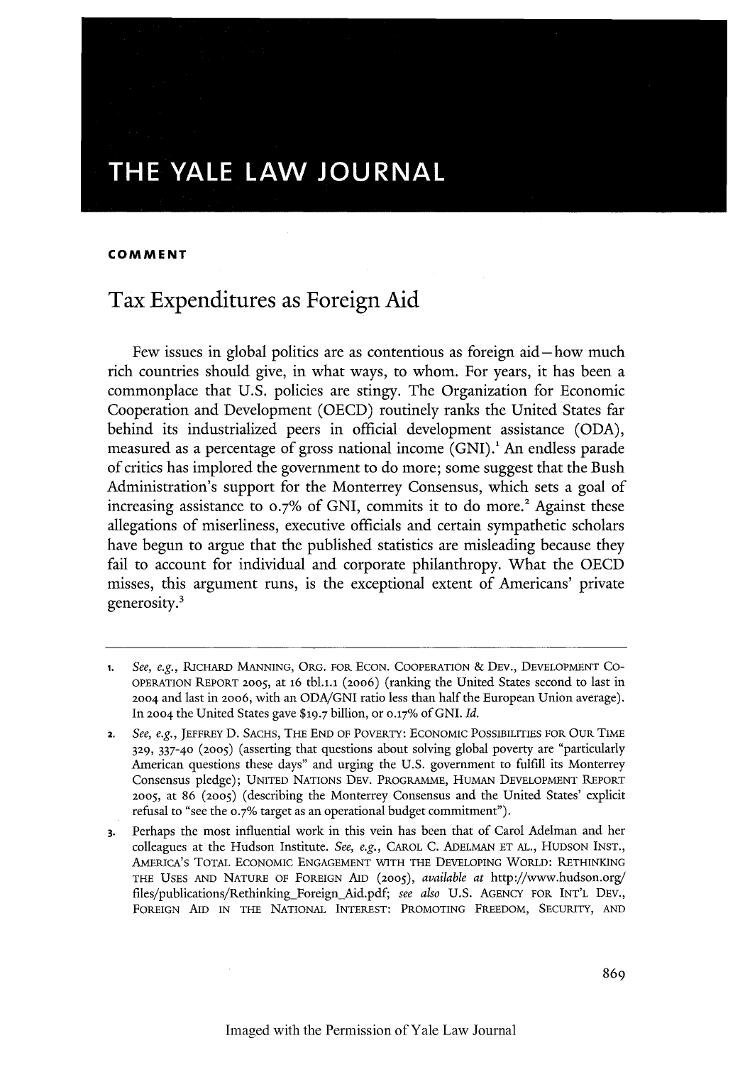# THE YALE LAW JOURNAL

**COMMENT**

## Tax Expenditures as Foreign Aid

Few issues in global politics are as contentious as foreign aid—how much rich countries should give, in what ways, to whom. For years, it has been a commonplace that U.S. policies are stingy. The Organization for Economic Cooperation and Development (OECD) routinely ranks the United States far behind its industrialized peers in official development assistance (ODA), measured as a percentage of gross national income (GNI).[1] An endless parade of critics has implored the government to do more; some suggest that the Bush Administration's support for the Monterrey Consensus, which sets a goal of increasing assistance to 0.7% of GNI, commits it to do more.[2] Against these allegations of miserliness, executive officials and certain sympathetic scholars have begun to argue that the published statistics are misleading because they fail to account for individual and corporate philanthropy. What the OECD misses, this argument runs, is the exceptional extent of Americans' private generosity.[3]

---

1. *See, e.g.*, RICHARD MANNING, ORG. FOR ECON. COOPERATION & DEV., DEVELOPMENT CO-OPERATION REPORT 2005, at 16 tbl.1.1 (2006) (ranking the United States second to last in 2004 and last in 2006, with an ODA/GNI ratio less than half the European Union average). In 2004 the United States gave $19.7 billion, or 0.17% of GNI. *Id.*

2. *See, e.g.*, JEFFREY D. SACHS, THE END OF POVERTY: ECONOMIC POSSIBILITIES FOR OUR TIME 329, 337-40 (2005) (asserting that questions about solving global poverty are "particularly American questions these days" and urging the U.S. government to fulfill its Monterrey Consensus pledge); UNITED NATIONS DEV. PROGRAMME, HUMAN DEVELOPMENT REPORT 2005, at 86 (2005) (describing the Monterrey Consensus and the United States' explicit refusal to "see the 0.7% target as an operational budget commitment").

3. Perhaps the most influential work in this vein has been that of Carol Adelman and her colleagues at the Hudson Institute. *See, e.g.*, CAROL C. ADELMAN ET AL., HUDSON INST., AMERICA'S TOTAL ECONOMIC ENGAGEMENT WITH THE DEVELOPING WORLD: RETHINKING THE USES AND NATURE OF FOREIGN AID (2005), *available at* http://www.hudson.org/files/publications/Rethinking_Foreign_Aid.pdf; *see also* U.S. AGENCY FOR INT'L DEV., FOREIGN AID IN THE NATIONAL INTEREST: PROMOTING FREEDOM, SECURITY, AND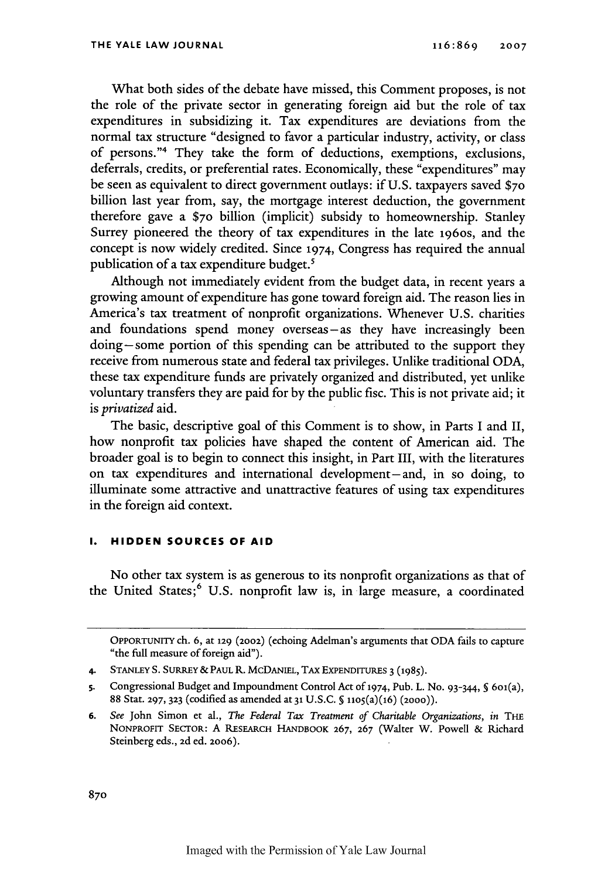What both sides of the debate have missed, this Comment proposes, is not the role of the private sector in generating foreign aid but the role of tax expenditures in subsidizing it. Tax expenditures are deviations from the normal tax structure "designed to favor a particular industry, activity, or class of persons."[4] They take the form of deductions, exemptions, exclusions, deferrals, credits, or preferential rates. Economically, these "expenditures" may be seen as equivalent to direct government outlays: if U.S. taxpayers saved $70 billion last year from, say, the mortgage interest deduction, the government therefore gave a $70 billion (implicit) subsidy to homeownership. Stanley Surrey pioneered the theory of tax expenditures in the late 1960s, and the concept is now widely credited. Since 1974, Congress has required the annual publication of a tax expenditure budget.[5]

Although not immediately evident from the budget data, in recent years a growing amount of expenditure has gone toward foreign aid. The reason lies in America's tax treatment of nonprofit organizations. Whenever U.S. charities and foundations spend money overseas—as they have increasingly been doing—some portion of this spending can be attributed to the support they receive from numerous state and federal tax privileges. Unlike traditional ODA, these tax expenditure funds are privately organized and distributed, yet unlike voluntary transfers they are paid for by the public fisc. This is not private aid; it is *privatized* aid.

The basic, descriptive goal of this Comment is to show, in Parts I and II, how nonprofit tax policies have shaped the content of American aid. The broader goal is to begin to connect this insight, in Part III, with the literatures on tax expenditures and international development—and, in so doing, to illuminate some attractive and unattractive features of using tax expenditures in the foreign aid context.

## I. HIDDEN SOURCES OF AID

No other tax system is as generous to its nonprofit organizations as that of the United States;[6] U.S. nonprofit law is, in large measure, a coordinated

---

OPPORTUNITY ch. 6, at 129 (2002) (echoing Adelman's arguments that ODA fails to capture "the full measure of foreign aid").

4. STANLEY S. SURREY & PAUL R. MCDANIEL, TAX EXPENDITURES 3 (1985).

5. Congressional Budget and Impoundment Control Act of 1974, Pub. L. No. 93-344, § 601(a), 88 Stat. 297, 323 (codified as amended at 31 U.S.C. § 1105(a)(16) (2000)).

6. *See* John Simon et al., *The Federal Tax Treatment of Charitable Organizations*, *in* THE NONPROFIT SECTOR: A RESEARCH HANDBOOK 267, 267 (Walter W. Powell & Richard Steinberg eds., 2d ed. 2006).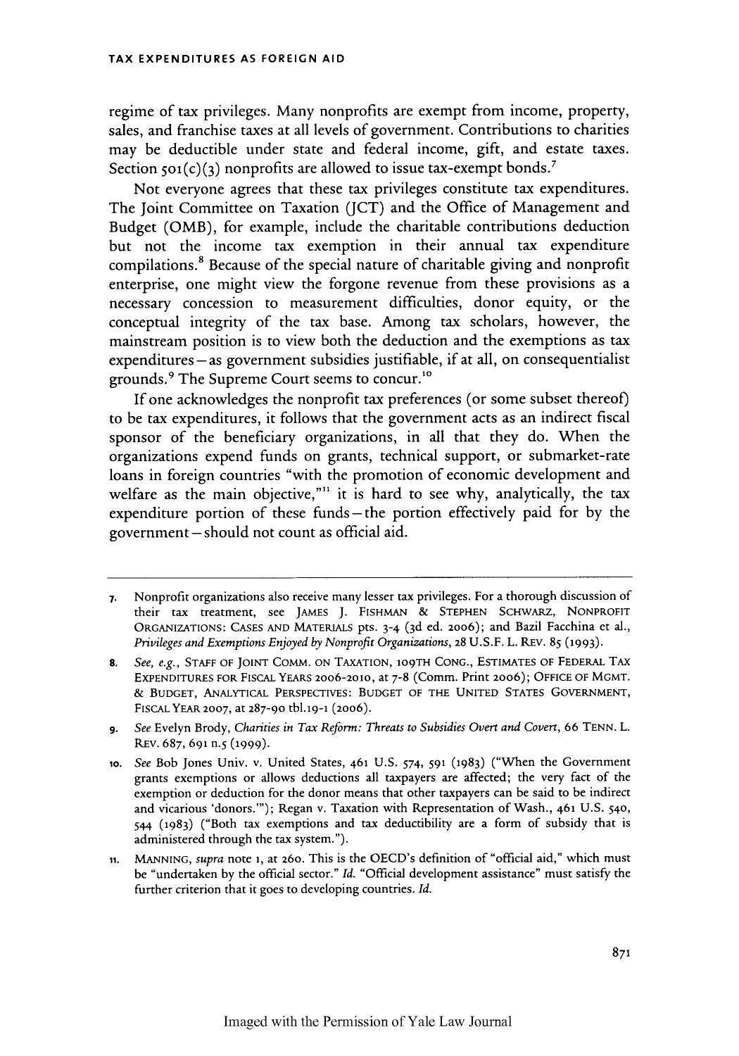regime of tax privileges. Many nonprofits are exempt from income, property, sales, and franchise taxes at all levels of government. Contributions to charities may be deductible under state and federal income, gift, and estate taxes. Section 501(c)(3) nonprofits are allowed to issue tax-exempt bonds.[7]

Not everyone agrees that these tax privileges constitute tax expenditures. The Joint Committee on Taxation (JCT) and the Office of Management and Budget (OMB), for example, include the charitable contributions deduction but not the income tax exemption in their annual tax expenditure compilations.[8] Because of the special nature of charitable giving and nonprofit enterprise, one might view the forgone revenue from these provisions as a necessary concession to measurement difficulties, donor equity, or the conceptual integrity of the tax base. Among tax scholars, however, the mainstream position is to view both the deduction and the exemptions as tax expenditures – as government subsidies justifiable, if at all, on consequentialist grounds.[9] The Supreme Court seems to concur.[10]

If one acknowledges the nonprofit tax preferences (or some subset thereof) to be tax expenditures, it follows that the government acts as an indirect fiscal sponsor of the beneficiary organizations, in all that they do. When the organizations expend funds on grants, technical support, or submarket-rate loans in foreign countries "with the promotion of economic development and welfare as the main objective,"[11] it is hard to see why, analytically, the tax expenditure portion of these funds – the portion effectively paid for by the government – should not count as official aid.

---

7. Nonprofit organizations also receive many lesser tax privileges. For a thorough discussion of their tax treatment, see JAMES J. FISHMAN & STEPHEN SCHWARZ, NONPROFIT ORGANIZATIONS: CASES AND MATERIALS pts. 3-4 (3d ed. 2006); and Bazil Facchina et al., *Privileges and Exemptions Enjoyed by Nonprofit Organizations*, 28 U.S.F. L. REV. 85 (1993).

8. *See, e.g.*, STAFF OF JOINT COMM. ON TAXATION, 109TH CONG., ESTIMATES OF FEDERAL TAX EXPENDITURES FOR FISCAL YEARS 2006-2010, at 7-8 (Comm. Print 2006); OFFICE OF MGMT. & BUDGET, ANALYTICAL PERSPECTIVES: BUDGET OF THE UNITED STATES GOVERNMENT, FISCAL YEAR 2007, at 287-90 tbl.19-1 (2006).

9. *See* Evelyn Brody, *Charities in Tax Reform: Threats to Subsidies Overt and Covert*, 66 TENN. L. REV. 687, 691 n.5 (1999).

10. *See* Bob Jones Univ. v. United States, 461 U.S. 574, 591 (1983) ("When the Government grants exemptions or allows deductions all taxpayers are affected; the very fact of the exemption or deduction for the donor means that other taxpayers can be said to be indirect and vicarious 'donors.'"); Regan v. Taxation with Representation of Wash., 461 U.S. 540, 544 (1983) ("Both tax exemptions and tax deductibility are a form of subsidy that is administered through the tax system.").

11. MANNING, *supra* note 1, at 260. This is the OECD's definition of "official aid," which must be "undertaken by the official sector." *Id.* "Official development assistance" must satisfy the further criterion that it goes to developing countries. *Id.*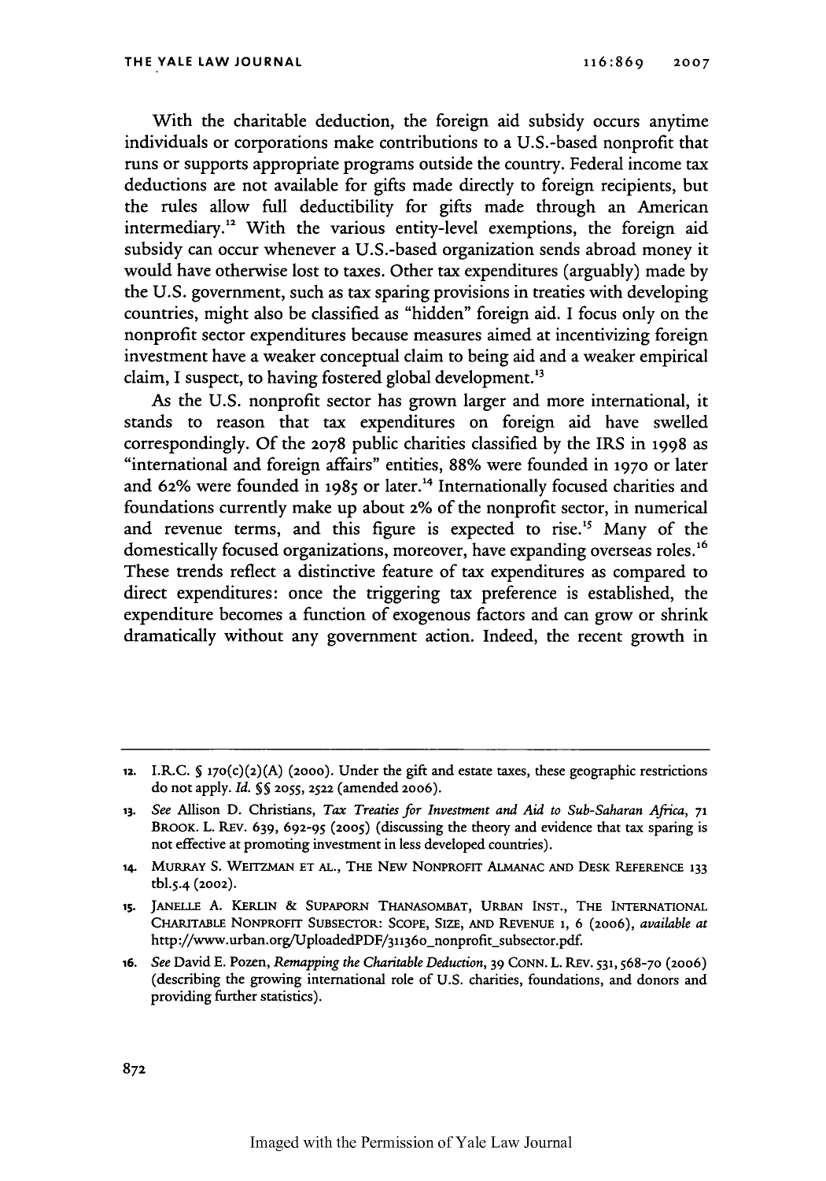With the charitable deduction, the foreign aid subsidy occurs anytime individuals or corporations make contributions to a U.S.-based nonprofit that runs or supports appropriate programs outside the country. Federal income tax deductions are not available for gifts made directly to foreign recipients, but the rules allow full deductibility for gifts made through an American intermediary.[12] With the various entity-level exemptions, the foreign aid subsidy can occur whenever a U.S.-based organization sends abroad money it would have otherwise lost to taxes. Other tax expenditures (arguably) made by the U.S. government, such as tax sparing provisions in treaties with developing countries, might also be classified as "hidden" foreign aid. I focus only on the nonprofit sector expenditures because measures aimed at incentivizing foreign investment have a weaker conceptual claim to being aid and a weaker empirical claim, I suspect, to having fostered global development.[13]

As the U.S. nonprofit sector has grown larger and more international, it stands to reason that tax expenditures on foreign aid have swelled correspondingly. Of the 2078 public charities classified by the IRS in 1998 as "international and foreign affairs" entities, 88% were founded in 1970 or later and 62% were founded in 1985 or later.[14] Internationally focused charities and foundations currently make up about 2% of the nonprofit sector, in numerical and revenue terms, and this figure is expected to rise.[15] Many of the domestically focused organizations, moreover, have expanding overseas roles.[16] These trends reflect a distinctive feature of tax expenditures as compared to direct expenditures: once the triggering tax preference is established, the expenditure becomes a function of exogenous factors and can grow or shrink dramatically without any government action. Indeed, the recent growth in

---

12. I.R.C. § 170(c)(2)(A) (2000). Under the gift and estate taxes, these geographic restrictions do not apply. *Id.* §§ 2055, 2522 (amended 2006).

13. *See* Allison D. Christians, *Tax Treaties for Investment and Aid to Sub-Saharan Africa*, 71 BROOK. L. REV. 639, 692-95 (2005) (discussing the theory and evidence that tax sparing is not effective at promoting investment in less developed countries).

14. MURRAY S. WEITZMAN ET AL., THE NEW NONPROFIT ALMANAC AND DESK REFERENCE 133 tbl.5.4 (2002).

15. JANELLE A. KERLIN & SUPAPORN THANASOMBAT, URBAN INST., THE INTERNATIONAL CHARITABLE NONPROFIT SUBSECTOR: SCOPE, SIZE, AND REVENUE 1, 6 (2006), *available at* http://www.urban.org/UploadedPDF/311360_nonprofit_subsector.pdf.

16. *See* David E. Pozen, *Remapping the Charitable Deduction*, 39 CONN. L. REV. 531, 568-70 (2006) (describing the growing international role of U.S. charities, foundations, and donors and providing further statistics).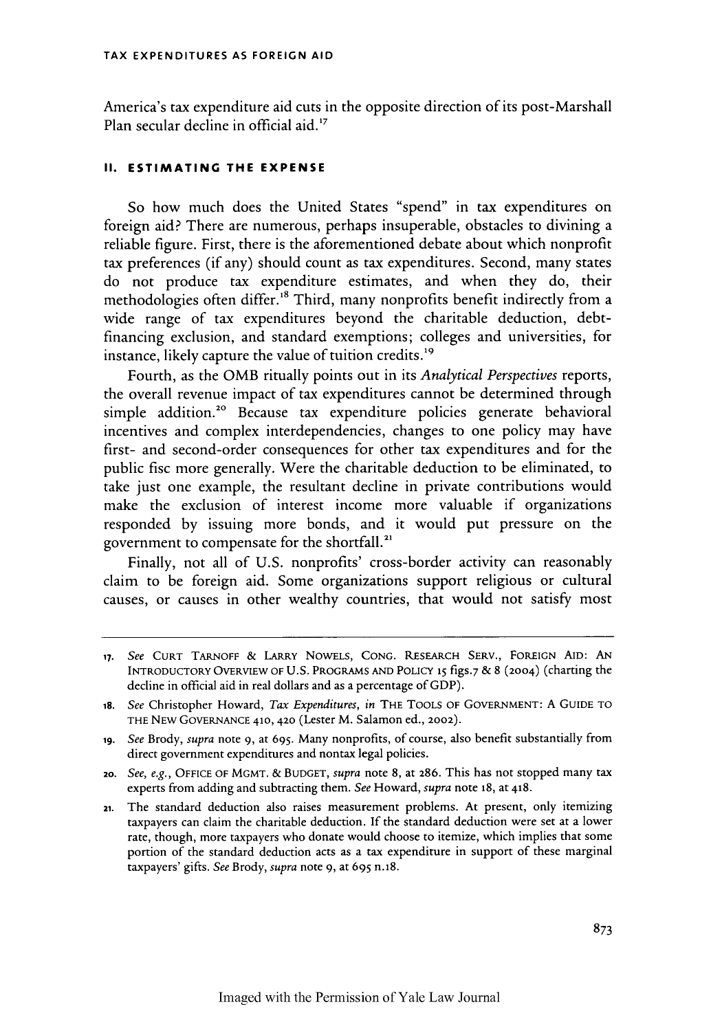America's tax expenditure aid cuts in the opposite direction of its post-Marshall Plan secular decline in official aid.[17]

## II. ESTIMATING THE EXPENSE

So how much does the United States "spend" in tax expenditures on foreign aid? There are numerous, perhaps insuperable, obstacles to divining a reliable figure. First, there is the aforementioned debate about which nonprofit tax preferences (if any) should count as tax expenditures. Second, many states do not produce tax expenditure estimates, and when they do, their methodologies often differ.[18] Third, many nonprofits benefit indirectly from a wide range of tax expenditures beyond the charitable deduction, debt-financing exclusion, and standard exemptions; colleges and universities, for instance, likely capture the value of tuition credits.[19]

Fourth, as the OMB ritually points out in its *Analytical Perspectives* reports, the overall revenue impact of tax expenditures cannot be determined through simple addition.[20] Because tax expenditure policies generate behavioral incentives and complex interdependencies, changes to one policy may have first- and second-order consequences for other tax expenditures and for the public fisc more generally. Were the charitable deduction to be eliminated, to take just one example, the resultant decline in private contributions would make the exclusion of interest income more valuable if organizations responded by issuing more bonds, and it would put pressure on the government to compensate for the shortfall.[21]

Finally, not all of U.S. nonprofits' cross-border activity can reasonably claim to be foreign aid. Some organizations support religious or cultural causes, or causes in other wealthy countries, that would not satisfy most

---

17. *See* CURT TARNOFF & LARRY NOWELS, CONG. RESEARCH SERV., FOREIGN AID: AN INTRODUCTORY OVERVIEW OF U.S. PROGRAMS AND POLICY 15 figs.7 & 8 (2004) (charting the decline in official aid in real dollars and as a percentage of GDP).

18. *See* Christopher Howard, *Tax Expenditures*, *in* THE TOOLS OF GOVERNMENT: A GUIDE TO THE NEW GOVERNANCE 410, 420 (Lester M. Salamon ed., 2002).

19. *See* Brody, *supra* note 9, at 695. Many nonprofits, of course, also benefit substantially from direct government expenditures and nontax legal policies.

20. *See, e.g.*, OFFICE OF MGMT. & BUDGET, *supra* note 8, at 286. This has not stopped many tax experts from adding and subtracting them. *See* Howard, *supra* note 18, at 418.

21. The standard deduction also raises measurement problems. At present, only itemizing taxpayers can claim the charitable deduction. If the standard deduction were set at a lower rate, though, more taxpayers who donate would choose to itemize, which implies that some portion of the standard deduction acts as a tax expenditure in support of these marginal taxpayers' gifts. *See* Brody, *supra* note 9, at 695 n.18.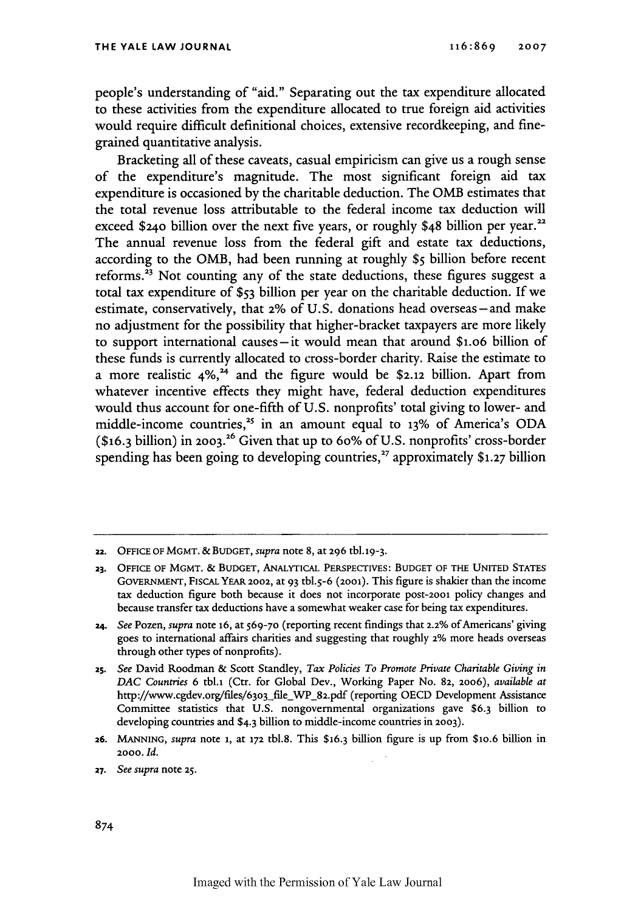people's understanding of "aid." Separating out the tax expenditure allocated to these activities from the expenditure allocated to true foreign aid activities would require difficult definitional choices, extensive recordkeeping, and fine-grained quantitative analysis.

Bracketing all of these caveats, casual empiricism can give us a rough sense of the expenditure's magnitude. The most significant foreign aid tax expenditure is occasioned by the charitable deduction. The OMB estimates that the total revenue loss attributable to the federal income tax deduction will exceed $240 billion over the next five years, or roughly $48 billion per year.[22] The annual revenue loss from the federal gift and estate tax deductions, according to the OMB, had been running at roughly $5 billion before recent reforms.[23] Not counting any of the state deductions, these figures suggest a total tax expenditure of $53 billion per year on the charitable deduction. If we estimate, conservatively, that 2% of U.S. donations head overseas—and make no adjustment for the possibility that higher-bracket taxpayers are more likely to support international causes—it would mean that around $1.06 billion of these funds is currently allocated to cross-border charity. Raise the estimate to a more realistic 4%,[24] and the figure would be $2.12 billion. Apart from whatever incentive effects they might have, federal deduction expenditures would thus account for one-fifth of U.S. nonprofits' total giving to lower- and middle-income countries,[25] in an amount equal to 13% of America's ODA ($16.3 billion) in 2003.[26] Given that up to 60% of U.S. nonprofits' cross-border spending has been going to developing countries,[27] approximately $1.27 billion

---

22. OFFICE OF MGMT. & BUDGET, *supra* note 8, at 296 tbl.19-3.

23. OFFICE OF MGMT. & BUDGET, ANALYTICAL PERSPECTIVES: BUDGET OF THE UNITED STATES GOVERNMENT, FISCAL YEAR 2002, at 93 tbl.5-6 (2001). This figure is shakier than the income tax deduction figure both because it does not incorporate post-2001 policy changes and because transfer tax deductions have a somewhat weaker case for being tax expenditures.

24. *See* Pozen, *supra* note 16, at 569-70 (reporting recent findings that 2.2% of Americans' giving goes to international affairs charities and suggesting that roughly 2% more heads overseas through other types of nonprofits).

25. *See* David Roodman & Scott Standley, *Tax Policies To Promote Private Charitable Giving in DAC Countries* 6 tbl.1 (Ctr. for Global Dev., Working Paper No. 82, 2006), *available at* http://www.cgdev.org/files/6303_file_WP_82.pdf (reporting OECD Development Assistance Committee statistics that U.S. nongovernmental organizations gave $6.3 billion to developing countries and $4.3 billion to middle-income countries in 2003).

26. MANNING, *supra* note 1, at 172 tbl.8. This $16.3 billion figure is up from $10.6 billion in 2000. *Id.*

27. *See supra* note 25.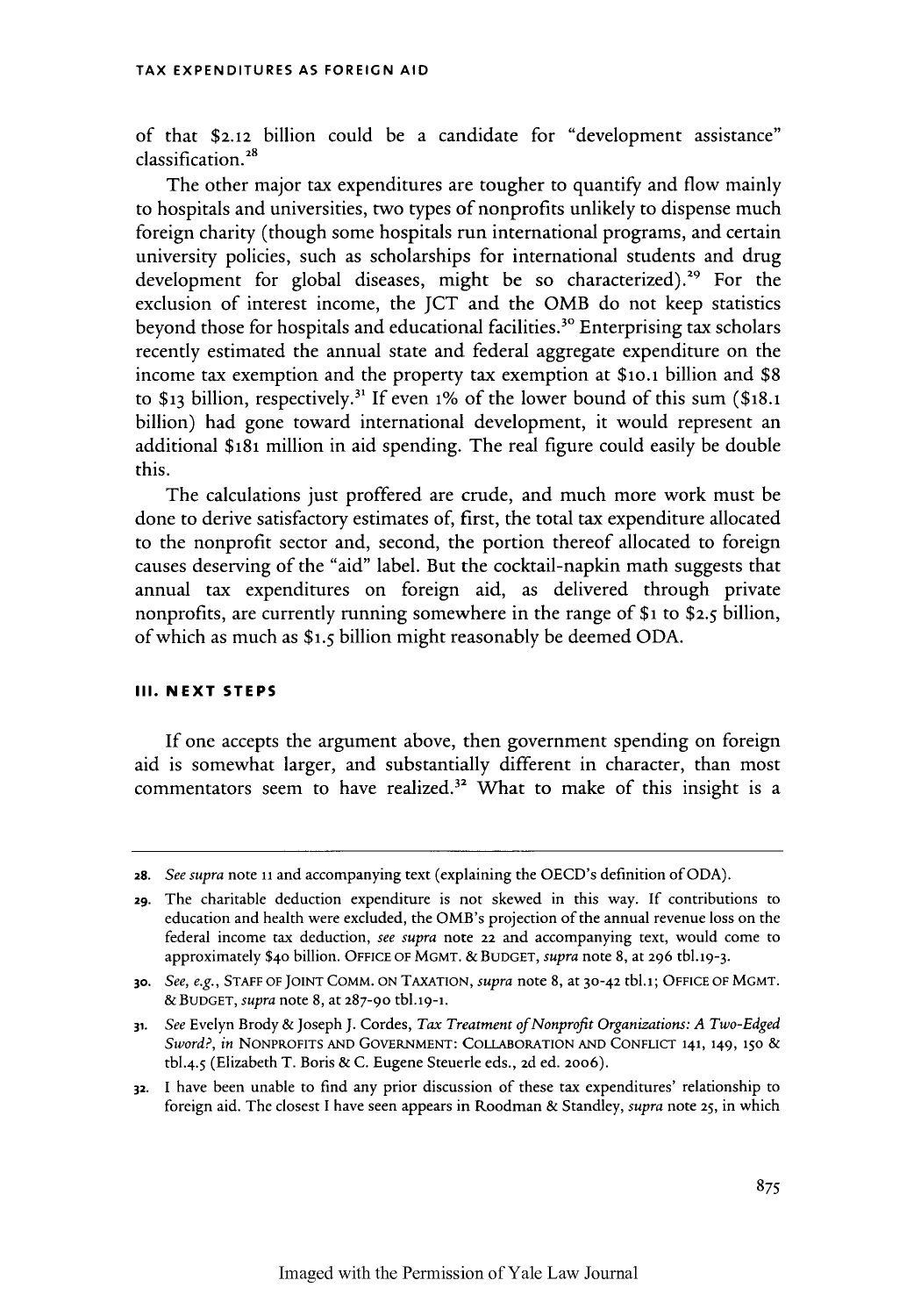of that $2.12 billion could be a candidate for "development assistance" classification.[28]

The other major tax expenditures are tougher to quantify and flow mainly to hospitals and universities, two types of nonprofits unlikely to dispense much foreign charity (though some hospitals run international programs, and certain university policies, such as scholarships for international students and drug development for global diseases, might be so characterized).[29] For the exclusion of interest income, the JCT and the OMB do not keep statistics beyond those for hospitals and educational facilities.[30] Enterprising tax scholars recently estimated the annual state and federal aggregate expenditure on the income tax exemption and the property tax exemption at $10.1 billion and $8 to $13 billion, respectively.[31] If even 1% of the lower bound of this sum ($18.1 billion) had gone toward international development, it would represent an additional $181 million in aid spending. The real figure could easily be double this.

The calculations just proffered are crude, and much more work must be done to derive satisfactory estimates of, first, the total tax expenditure allocated to the nonprofit sector and, second, the portion thereof allocated to foreign causes deserving of the "aid" label. But the cocktail-napkin math suggests that annual tax expenditures on foreign aid, as delivered through private nonprofits, are currently running somewhere in the range of $1 to $2.5 billion, of which as much as $1.5 billion might reasonably be deemed ODA.

## III. NEXT STEPS

If one accepts the argument above, then government spending on foreign aid is somewhat larger, and substantially different in character, than most commentators seem to have realized.[32] What to make of this insight is a

---

28. *See supra* note 11 and accompanying text (explaining the OECD's definition of ODA).

29. The charitable deduction expenditure is not skewed in this way. If contributions to education and health were excluded, the OMB's projection of the annual revenue loss on the federal income tax deduction, *see supra* note 22 and accompanying text, would come to approximately $40 billion. OFFICE OF MGMT. & BUDGET, *supra* note 8, at 296 tbl.19-3.

30. *See, e.g.*, STAFF OF JOINT COMM. ON TAXATION, *supra* note 8, at 30-42 tbl.1; OFFICE OF MGMT. & BUDGET, *supra* note 8, at 287-90 tbl.19-1.

31. *See* Evelyn Brody & Joseph J. Cordes, *Tax Treatment of Nonprofit Organizations: A Two-Edged Sword?*, *in* NONPROFITS AND GOVERNMENT: COLLABORATION AND CONFLICT 141, 149, 150 & tbl.4.5 (Elizabeth T. Boris & C. Eugene Steuerle eds., 2d ed. 2006).

32. I have been unable to find any prior discussion of these tax expenditures' relationship to foreign aid. The closest I have seen appears in Roodman & Standley, *supra* note 25, in which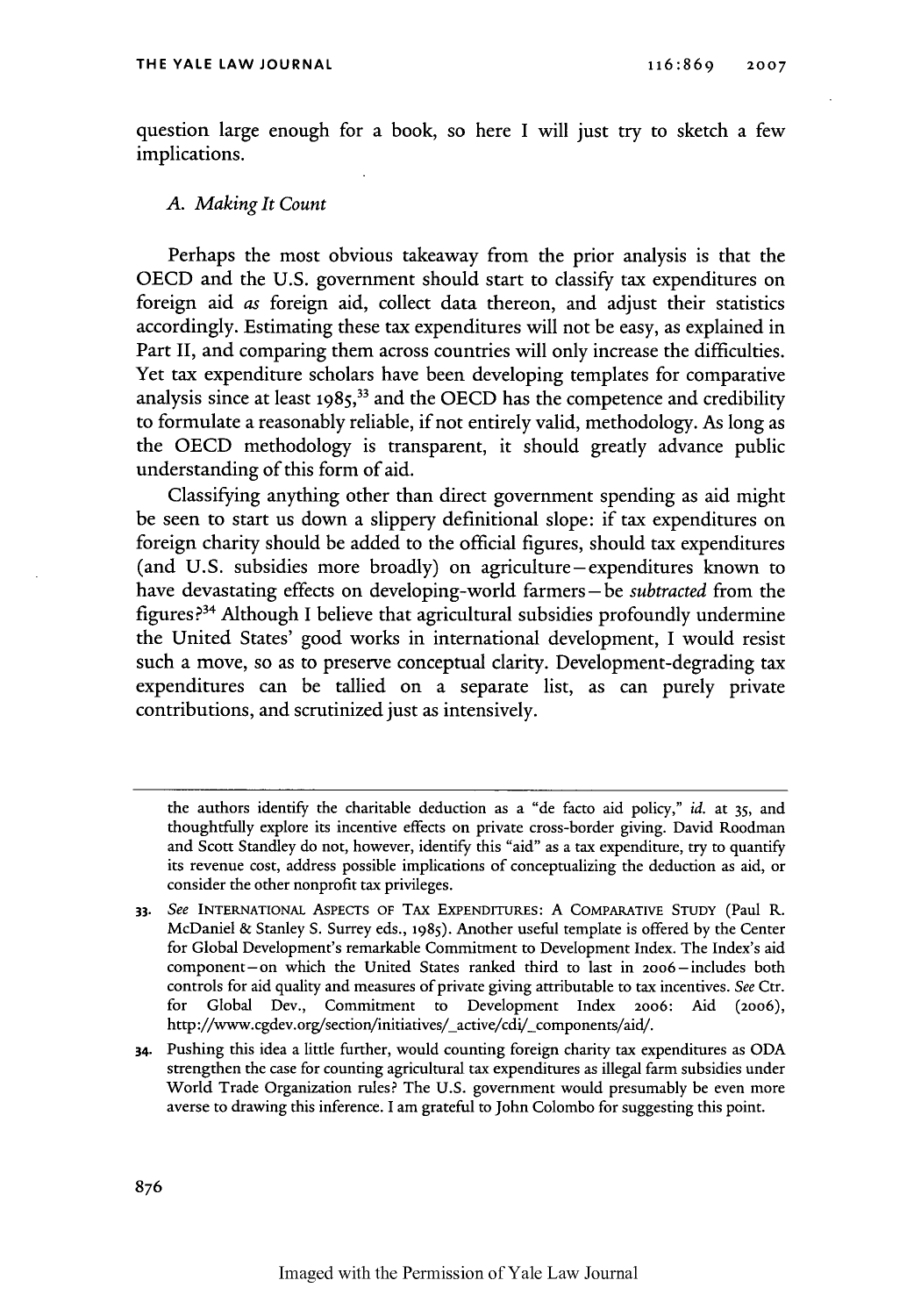question large enough for a book, so here I will just try to sketch a few implications.

### A. *Making It Count*

Perhaps the most obvious takeaway from the prior analysis is that the OECD and the U.S. government should start to classify tax expenditures on foreign aid *as* foreign aid, collect data thereon, and adjust their statistics accordingly. Estimating these tax expenditures will not be easy, as explained in Part II, and comparing them across countries will only increase the difficulties. Yet tax expenditure scholars have been developing templates for comparative analysis since at least 1985,[33] and the OECD has the competence and credibility to formulate a reasonably reliable, if not entirely valid, methodology. As long as the OECD methodology is transparent, it should greatly advance public understanding of this form of aid.

Classifying anything other than direct government spending as aid might be seen to start us down a slippery definitional slope: if tax expenditures on foreign charity should be added to the official figures, should tax expenditures (and U.S. subsidies more broadly) on agriculture—expenditures known to have devastating effects on developing-world farmers—be *subtracted* from the figures?[34] Although I believe that agricultural subsidies profoundly undermine the United States' good works in international development, I would resist such a move, so as to preserve conceptual clarity. Development-degrading tax expenditures can be tallied on a separate list, as can purely private contributions, and scrutinized just as intensively.

---

the authors identify the charitable deduction as a "de facto aid policy," *id.* at 35, and thoughtfully explore its incentive effects on private cross-border giving. David Roodman and Scott Standley do not, however, identify this "aid" as a tax expenditure, try to quantify its revenue cost, address possible implications of conceptualizing the deduction as aid, or consider the other nonprofit tax privileges.

33. *See* INTERNATIONAL ASPECTS OF TAX EXPENDITURES: A COMPARATIVE STUDY (Paul R. McDaniel & Stanley S. Surrey eds., 1985). Another useful template is offered by the Center for Global Development's remarkable Commitment to Development Index. The Index's aid component—on which the United States ranked third to last in 2006—includes both controls for aid quality and measures of private giving attributable to tax incentives. *See* Ctr. for Global Dev., Commitment to Development Index 2006: Aid (2006), http://www.cgdev.org/section/initiatives/_active/cdi/_components/aid/.

34. Pushing this idea a little further, would counting foreign charity tax expenditures as ODA strengthen the case for counting agricultural tax expenditures as illegal farm subsidies under World Trade Organization rules? The U.S. government would presumably be even more averse to drawing this inference. I am grateful to John Colombo for suggesting this point.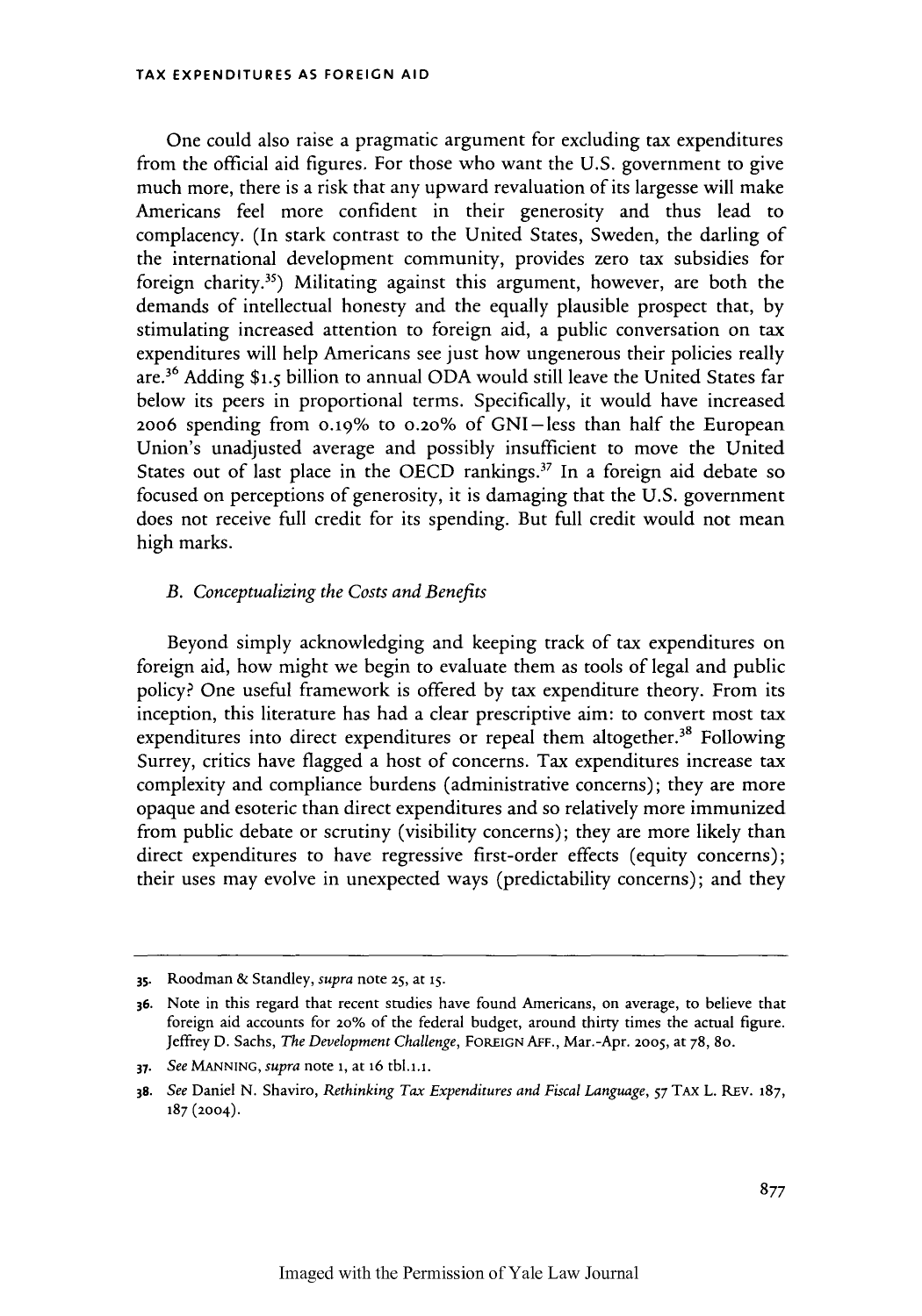One could also raise a pragmatic argument for excluding tax expenditures from the official aid figures. For those who want the U.S. government to give much more, there is a risk that any upward revaluation of its largesse will make Americans feel more confident in their generosity and thus lead to complacency. (In stark contrast to the United States, Sweden, the darling of the international development community, provides zero tax subsidies for foreign charity.[35]) Militating against this argument, however, are both the demands of intellectual honesty and the equally plausible prospect that, by stimulating increased attention to foreign aid, a public conversation on tax expenditures will help Americans see just how ungenerous their policies really are.[36] Adding $1.5 billion to annual ODA would still leave the United States far below its peers in proportional terms. Specifically, it would have increased 2006 spending from 0.19% to 0.20% of GNI—less than half the European Union's unadjusted average and possibly insufficient to move the United States out of last place in the OECD rankings.[37] In a foreign aid debate so focused on perceptions of generosity, it is damaging that the U.S. government does not receive full credit for its spending. But full credit would not mean high marks.

### *B. Conceptualizing the Costs and Benefits*

Beyond simply acknowledging and keeping track of tax expenditures on foreign aid, how might we begin to evaluate them as tools of legal and public policy? One useful framework is offered by tax expenditure theory. From its inception, this literature has had a clear prescriptive aim: to convert most tax expenditures into direct expenditures or repeal them altogether.[38] Following Surrey, critics have flagged a host of concerns. Tax expenditures increase tax complexity and compliance burdens (administrative concerns); they are more opaque and esoteric than direct expenditures and so relatively more immunized from public debate or scrutiny (visibility concerns); they are more likely than direct expenditures to have regressive first-order effects (equity concerns); their uses may evolve in unexpected ways (predictability concerns); and they

---

35. Roodman & Standley, *supra* note 25, at 15.

36. Note in this regard that recent studies have found Americans, on average, to believe that foreign aid accounts for 20% of the federal budget, around thirty times the actual figure. Jeffrey D. Sachs, *The Development Challenge*, FOREIGN AFF., Mar.-Apr. 2005, at 78, 80.

37. *See* MANNING, *supra* note 1, at 16 tbl.1.1.

38. *See* Daniel N. Shaviro, *Rethinking Tax Expenditures and Fiscal Language*, 57 TAX L. REV. 187, 187 (2004).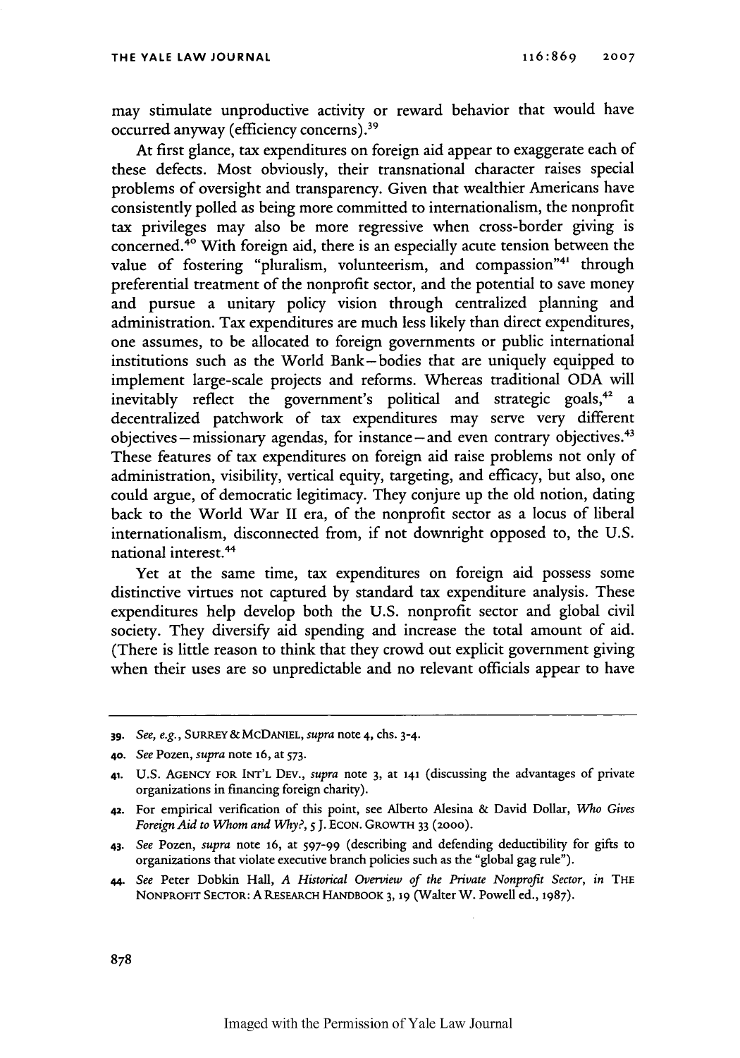may stimulate unproductive activity or reward behavior that would have occurred anyway (efficiency concerns).[39]

At first glance, tax expenditures on foreign aid appear to exaggerate each of these defects. Most obviously, their transnational character raises special problems of oversight and transparency. Given that wealthier Americans have consistently polled as being more committed to internationalism, the nonprofit tax privileges may also be more regressive when cross-border giving is concerned.[40] With foreign aid, there is an especially acute tension between the value of fostering "pluralism, volunteerism, and compassion"[41] through preferential treatment of the nonprofit sector, and the potential to save money and pursue a unitary policy vision through centralized planning and administration. Tax expenditures are much less likely than direct expenditures, one assumes, to be allocated to foreign governments or public international institutions such as the World Bank—bodies that are uniquely equipped to implement large-scale projects and reforms. Whereas traditional ODA will inevitably reflect the government's political and strategic goals,[42] a decentralized patchwork of tax expenditures may serve very different objectives—missionary agendas, for instance—and even contrary objectives.[43] These features of tax expenditures on foreign aid raise problems not only of administration, visibility, vertical equity, targeting, and efficacy, but also, one could argue, of democratic legitimacy. They conjure up the old notion, dating back to the World War II era, of the nonprofit sector as a locus of liberal internationalism, disconnected from, if not downright opposed to, the U.S. national interest.[44]

Yet at the same time, tax expenditures on foreign aid possess some distinctive virtues not captured by standard tax expenditure analysis. These expenditures help develop both the U.S. nonprofit sector and global civil society. They diversify aid spending and increase the total amount of aid. (There is little reason to think that they crowd out explicit government giving when their uses are so unpredictable and no relevant officials appear to have

---

39. *See, e.g.*, SURREY & MCDANIEL, *supra* note 4, chs. 3-4.

40. *See* Pozen, *supra* note 16, at 573.

41. U.S. AGENCY FOR INT'L DEV., *supra* note 3, at 141 (discussing the advantages of private organizations in financing foreign charity).

42. For empirical verification of this point, see Alberto Alesina & David Dollar, *Who Gives Foreign Aid to Whom and Why?*, 5 J. ECON. GROWTH 33 (2000).

43. *See* Pozen, *supra* note 16, at 597-99 (describing and defending deductibility for gifts to organizations that violate executive branch policies such as the "global gag rule").

44. *See* Peter Dobkin Hall, *A Historical Overview of the Private Nonprofit Sector*, *in* THE NONPROFIT SECTOR: A RESEARCH HANDBOOK 3, 19 (Walter W. Powell ed., 1987).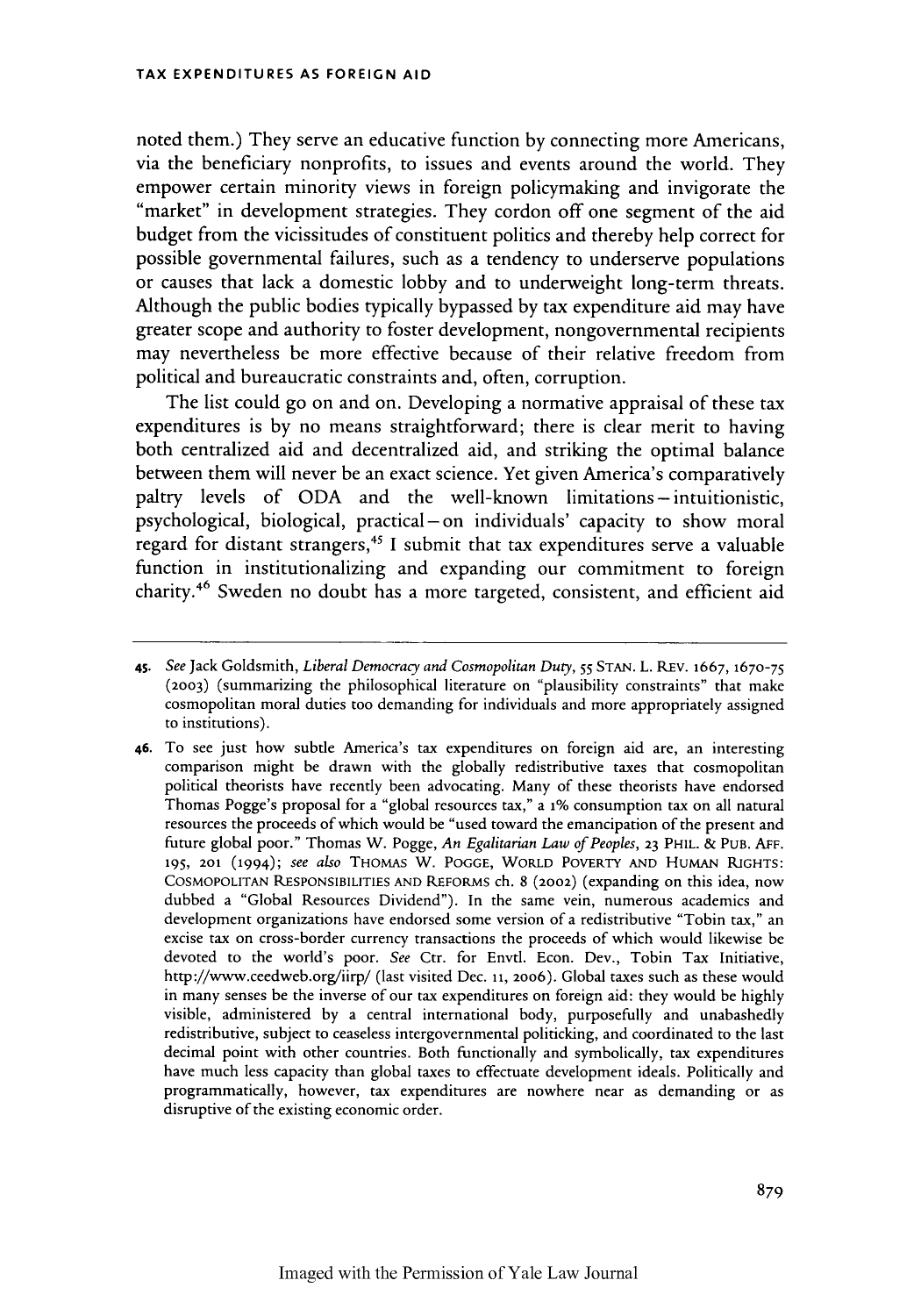noted them.) They serve an educative function by connecting more Americans, via the beneficiary nonprofits, to issues and events around the world. They empower certain minority views in foreign policymaking and invigorate the "market" in development strategies. They cordon off one segment of the aid budget from the vicissitudes of constituent politics and thereby help correct for possible governmental failures, such as a tendency to underserve populations or causes that lack a domestic lobby and to underweight long-term threats. Although the public bodies typically bypassed by tax expenditure aid may have greater scope and authority to foster development, nongovernmental recipients may nevertheless be more effective because of their relative freedom from political and bureaucratic constraints and, often, corruption.

The list could go on and on. Developing a normative appraisal of these tax expenditures is by no means straightforward; there is clear merit to having both centralized aid and decentralized aid, and striking the optimal balance between them will never be an exact science. Yet given America's comparatively paltry levels of ODA and the well-known limitations – intuitionistic, psychological, biological, practical – on individuals' capacity to show moral regard for distant strangers,[45] I submit that tax expenditures serve a valuable function in institutionalizing and expanding our commitment to foreign charity.[46] Sweden no doubt has a more targeted, consistent, and efficient aid

---

45. *See* Jack Goldsmith, *Liberal Democracy and Cosmopolitan Duty*, 55 STAN. L. REV. 1667, 1670-75 (2003) (summarizing the philosophical literature on "plausibility constraints" that make cosmopolitan moral duties too demanding for individuals and more appropriately assigned to institutions).

46. To see just how subtle America's tax expenditures on foreign aid are, an interesting comparison might be drawn with the globally redistributive taxes that cosmopolitan political theorists have recently been advocating. Many of these theorists have endorsed Thomas Pogge's proposal for a "global resources tax," a 1% consumption tax on all natural resources the proceeds of which would be "used toward the emancipation of the present and future global poor." Thomas W. Pogge, *An Egalitarian Law of Peoples*, 23 PHIL. & PUB. AFF. 195, 201 (1994); *see also* THOMAS W. POGGE, WORLD POVERTY AND HUMAN RIGHTS: COSMOPOLITAN RESPONSIBILITIES AND REFORMS ch. 8 (2002) (expanding on this idea, now dubbed a "Global Resources Dividend"). In the same vein, numerous academics and development organizations have endorsed some version of a redistributive "Tobin tax," an excise tax on cross-border currency transactions the proceeds of which would likewise be devoted to the world's poor. *See* Ctr. for Envtl. Econ. Dev., Tobin Tax Initiative, http://www.ceedweb.org/iirp/ (last visited Dec. 11, 2006). Global taxes such as these would in many senses be the inverse of our tax expenditures on foreign aid: they would be highly visible, administered by a central international body, purposefully and unabashedly redistributive, subject to ceaseless intergovernmental politicking, and coordinated to the last decimal point with other countries. Both functionally and symbolically, tax expenditures have much less capacity than global taxes to effectuate development ideals. Politically and programmatically, however, tax expenditures are nowhere near as demanding or as disruptive of the existing economic order.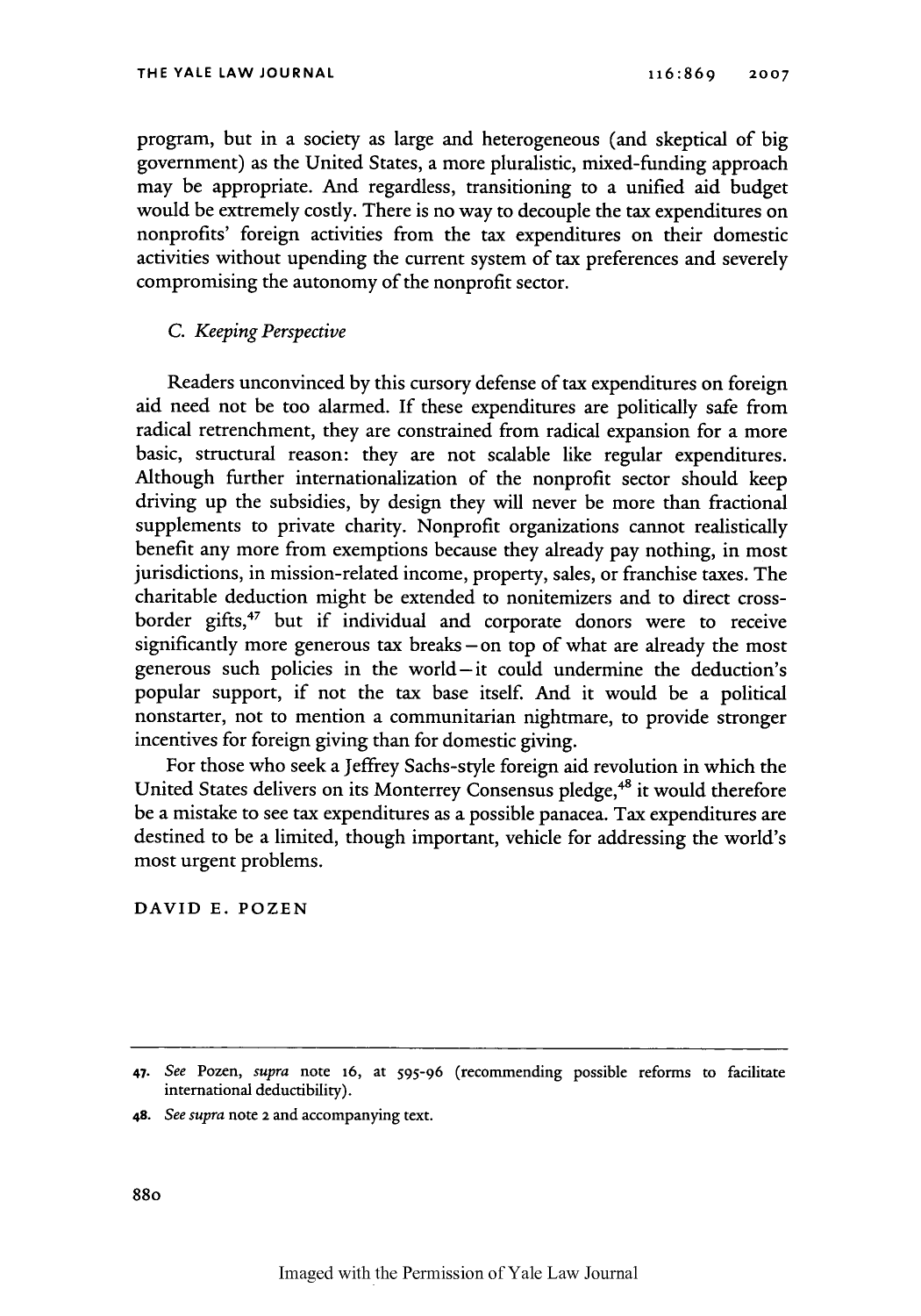program, but in a society as large and heterogeneous (and skeptical of big government) as the United States, a more pluralistic, mixed-funding approach may be appropriate. And regardless, transitioning to a unified aid budget would be extremely costly. There is no way to decouple the tax expenditures on nonprofits' foreign activities from the tax expenditures on their domestic activities without upending the current system of tax preferences and severely compromising the autonomy of the nonprofit sector.

### C. *Keeping Perspective*

Readers unconvinced by this cursory defense of tax expenditures on foreign aid need not be too alarmed. If these expenditures are politically safe from radical retrenchment, they are constrained from radical expansion for a more basic, structural reason: they are not scalable like regular expenditures. Although further internationalization of the nonprofit sector should keep driving up the subsidies, by design they will never be more than fractional supplements to private charity. Nonprofit organizations cannot realistically benefit any more from exemptions because they already pay nothing, in most jurisdictions, in mission-related income, property, sales, or franchise taxes. The charitable deduction might be extended to nonitemizers and to direct cross-border gifts,[47] but if individual and corporate donors were to receive significantly more generous tax breaks—on top of what are already the most generous such policies in the world—it could undermine the deduction's popular support, if not the tax base itself. And it would be a political nonstarter, not to mention a communitarian nightmare, to provide stronger incentives for foreign giving than for domestic giving.

For those who seek a Jeffrey Sachs-style foreign aid revolution in which the United States delivers on its Monterrey Consensus pledge,[48] it would therefore be a mistake to see tax expenditures as a possible panacea. Tax expenditures are destined to be a limited, though important, vehicle for addressing the world's most urgent problems.

DAVID E. POZEN

---

47. *See* Pozen, *supra* note 16, at 595-96 (recommending possible reforms to facilitate international deductibility).

48. *See supra* note 2 and accompanying text.

Imaged with the Permission of Yale Law Journal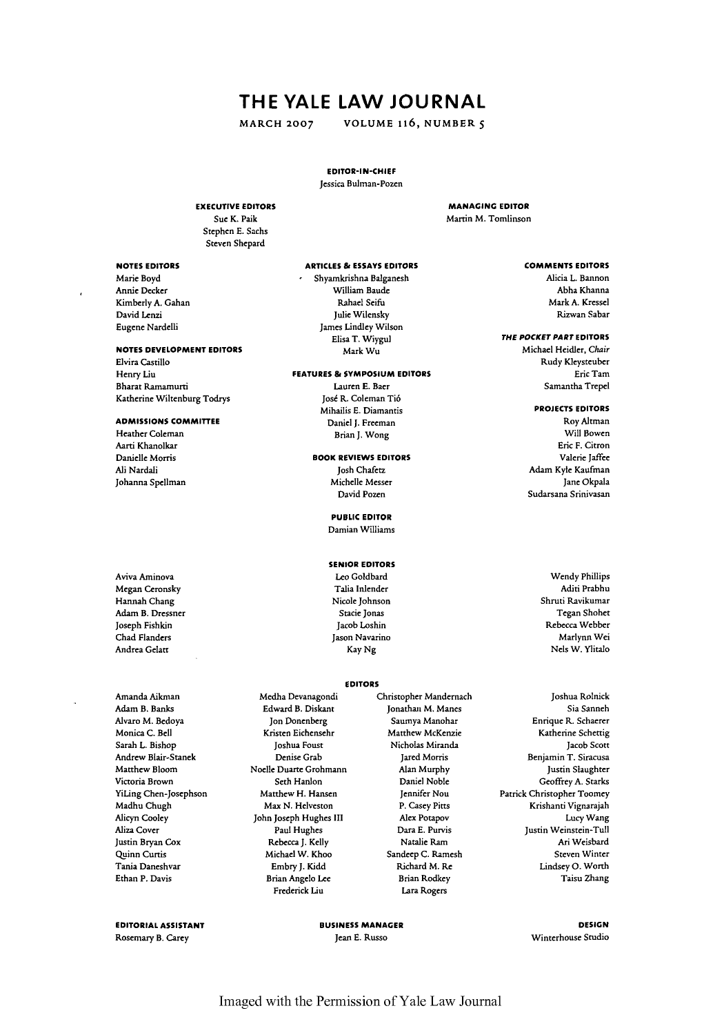# THE YALE LAW JOURNAL

MARCH 2007 VOLUME 116, NUMBER 5

**EDITOR-IN-CHIEF**
Jessica Bulman-Pozen

**EXECUTIVE EDITORS**
Sue K. Paik
Stephen E. Sachs
Steven Shepard

**MANAGING EDITOR**
Martin M. Tomlinson

**NOTES EDITORS**
Marie Boyd
Annie Decker
Kimberly A. Gahan
David Lenzi
Eugene Nardelli

**NOTES DEVELOPMENT EDITORS**
Elvira Castillo
Henry Liu
Bharat Ramamurti
Katherine Wiltenburg Todrys

**ADMISSIONS COMMITTEE**
Heather Coleman
Aarti Khanolkar
Danielle Morris
Ali Nardali
Johanna Spellman

**ARTICLES & ESSAYS EDITORS**
Shyamkrishna Balganesh
William Baude
Rahael Seifu
Julie Wilensky
James Lindley Wilson
Elisa T. Wiygul
Mark Wu

**FEATURES & SYMPOSIUM EDITORS**
Lauren E. Baer
José R. Coleman Tió
Mihailis E. Diamantis
Daniel J. Freeman
Brian J. Wong

**BOOK REVIEWS EDITORS**
Josh Chafetz
Michelle Messer
David Pozen

**PUBLIC EDITOR**
Damian Williams

**COMMENTS EDITORS**
Alicia L. Bannon
Abha Khanna
Mark A. Kressel
Rizwan Sabar

***THE POCKET PART* EDITORS**
Michael Heidler, *Chair*
Rudy Kleysteuber
Eric Tam
Samantha Trepel

**PROJECTS EDITORS**
Roy Altman
Will Bowen
Eric F. Citron
Valerie Jaffee
Adam Kyle Kaufman
Jane Okpala
Sudarsana Srinivasan

**SENIOR EDITORS**

Aviva Aminova
Megan Ceronsky
Hannah Chang
Adam B. Dressner
Joseph Fishkin
Chad Flanders
Andrea Gelatt
Leo Goldbard
Talia Inlender
Nicole Johnson
Stacie Jonas
Jacob Loshin
Jason Navarino
Kay Ng
Wendy Phillips
Aditi Prabhu
Shruti Ravikumar
Tegan Shohet
Rebecca Webber
Marlynn Wei
Nels W. Ylitalo

**EDITORS**

Amanda Aikman
Adam B. Banks
Alvaro M. Bedoya
Monica C. Bell
Sarah L. Bishop
Andrew Blair-Stanek
Matthew Bloom
Victoria Brown
YiLing Chen-Josephson
Madhu Chugh
Alicyn Cooley
Aliza Cover
Justin Bryan Cox
Quinn Curtis
Tania Daneshvar
Ethan P. Davis
Medha Devanagondi
Edward B. Diskant
Jon Donenberg
Kristen Eichensehr
Joshua Foust
Denise Grab
Noelle Duarte Grohmann
Seth Hanlon
Matthew H. Hansen
Max N. Helveston
John Joseph Hughes III
Paul Hughes
Rebecca J. Kelly
Michael W. Khoo
Embry J. Kidd
Brian Angelo Lee
Frederick Liu
Christopher Mandernach
Jonathan M. Manes
Saumya Manohar
Matthew McKenzie
Nicholas Miranda
Jared Morris
Alan Murphy
Daniel Noble
Jennifer Nou
P. Casey Pitts
Alex Potapov
Dara E. Purvis
Natalie Ram
Sandeep C. Ramesh
Richard M. Re
Brian Rodkey
Lara Rogers
Joshua Rolnick
Sia Sanneh
Enrique R. Schaerer
Katherine Schettig
Jacob Scott
Benjamin T. Siracusa
Justin Slaughter
Geoffrey A. Starks
Patrick Christopher Toomey
Krishanti Vignarajah
Lucy Wang
Justin Weinstein-Tull
Ari Weisbard
Steven Winter
Lindsey O. Worth
Taisu Zhang

**EDITORIAL ASSISTANT**
Rosemary B. Carey

**BUSINESS MANAGER**
Jean E. Russo

**DESIGN**
Winterhouse Studio

Imaged with the Permission of Yale Law Journal